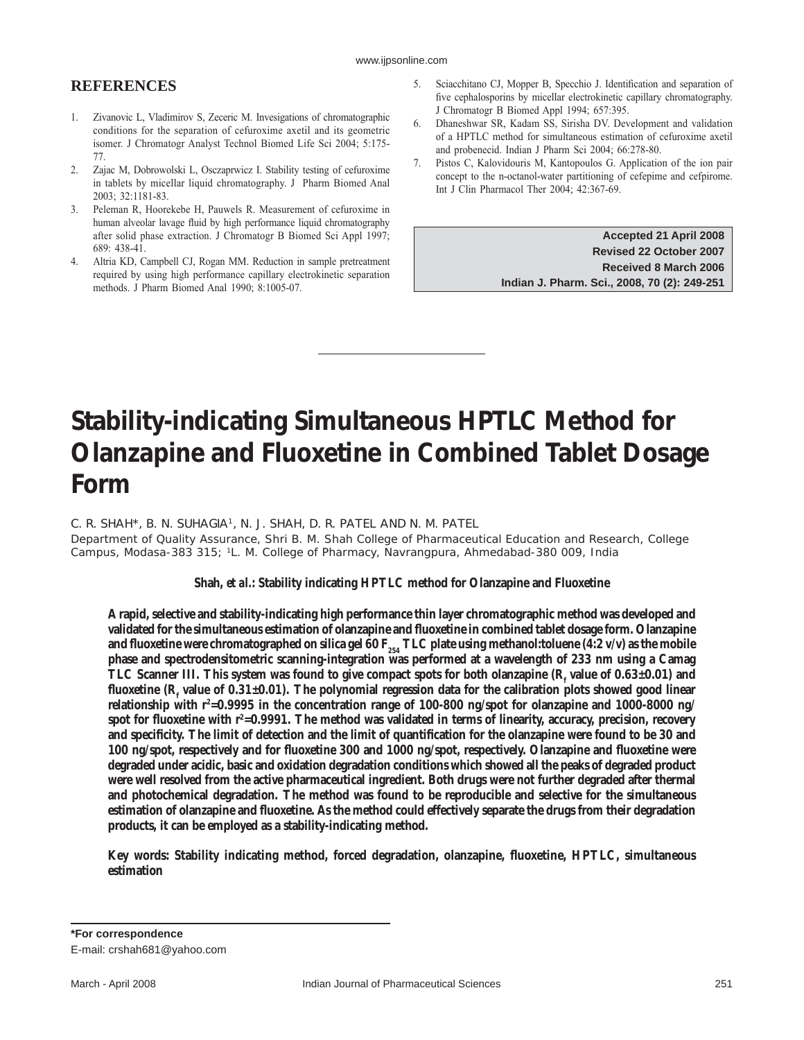## REFERENCES

1. Zivanovic L, Vladimirov S, Zeceric M. Invesigations of chromatographic conditions for the separation of cefuroxime axetil and its geometric isomer. J Chromatogr Analyst Technol Biomed Life Sci 2004; 5:175-77.
2. Zajac M, Dobrowolski L, Osczaprwicz I. Stability testing of cefuroxime in tablets by micellar liquid chromatography. J Pharm Biomed Anal 2003; 32:1181-83.
3. Peleman R, Hoorekebe H, Pauwels R. Measurement of cefuroxime in human alveolar lavage fluid by high performance liquid chromatography after solid phase extraction. J Chromatogr B Biomed Sci Appl 1997; 689: 438-41.
4. Altria KD, Campbell CJ, Rogan MM. Reduction in sample pretreatment required by using high performance capillary electrokinetic separation methods. J Pharm Biomed Anal 1990; 8:1005-07.
5. Sciacchitano CJ, Mopper B, Specchio J. Identification and separation of five cephalosporins by micellar electrokinetic capillary chromatography. J Chromatogr B Biomed Appl 1994; 657:395.
6. Dhaneshwar SR, Kadam SS, Sirisha DV. Development and validation of a HPTLC method for simultaneous estimation of cefuroxime axetil and probenecid. Indian J Pharm Sci 2004; 66:278-80.
7. Pistos C, Kalovidouris M, Kantopoulos G. Application of the ion pair concept to the n-octanol-water partitioning of cefepime and cefpirome. Int J Clin Pharmacol Ther 2004; 42:367-69.

**Accepted 21 April 2008**
**Revised 22 October 2007**
**Received 8 March 2006**
**Indian J. Pharm. Sci., 2008, 70 (2): 249-251**

# Stability-indicating Simultaneous HPTLC Method for Olanzapine and Fluoxetine in Combined Tablet Dosage Form

C. R. SHAH*, B. N. SUHAGIA[1], N. J. SHAH, D. R. PATEL AND N. M. PATEL

Department of Quality Assurance, Shri B. M. Shah College of Pharmaceutical Education and Research, College Campus, Modasa-383 315; [1]L. M. College of Pharmacy, Navrangpura, Ahmedabad-380 009, India

**Shah, et al.: Stability indicating HPTLC method for Olanzapine and Fluoxetine**

**A rapid, selective and stability-indicating high performance thin layer chromatographic method was developed and validated for the simultaneous estimation of olanzapine and fluoxetine in combined tablet dosage form. Olanzapine and fluoxetine were chromatographed on silica gel 60 $F_{254}$ TLC plate using methanol:toluene (4:2 v/v) as the mobile phase and spectrodensitometric scanning-integration was performed at a wavelength of 233 nm using a Camag TLC Scanner III. This system was found to give compact spots for both olanzapine ($R_f$ value of 0.63±0.01) and fluoxetine ($R_f$ value of 0.31±0.01). The polynomial regression data for the calibration plots showed good linear relationship with $r^2$=0.9995 in the concentration range of 100-800 ng/spot for olanzapine and 1000-8000 ng/spot for fluoxetine with $r^2$=0.9991. The method was validated in terms of linearity, accuracy, precision, recovery and specificity. The limit of detection and the limit of quantification for the olanzapine were found to be 30 and 100 ng/spot, respectively and for fluoxetine 300 and 1000 ng/spot, respectively. Olanzapine and fluoxetine were degraded under acidic, basic and oxidation degradation conditions which showed all the peaks of degraded product were well resolved from the active pharmaceutical ingredient. Both drugs were not further degraded after thermal and photochemical degradation. The method was found to be reproducible and selective for the simultaneous estimation of olanzapine and fluoxetine. As the method could effectively separate the drugs from their degradation products, it can be employed as a stability-indicating method.**

**Key words: Stability indicating method, forced degradation, olanzapine, fluoxetine, HPTLC, simultaneous estimation**

**\*For correspondence**
E-mail: crshah681@yahoo.com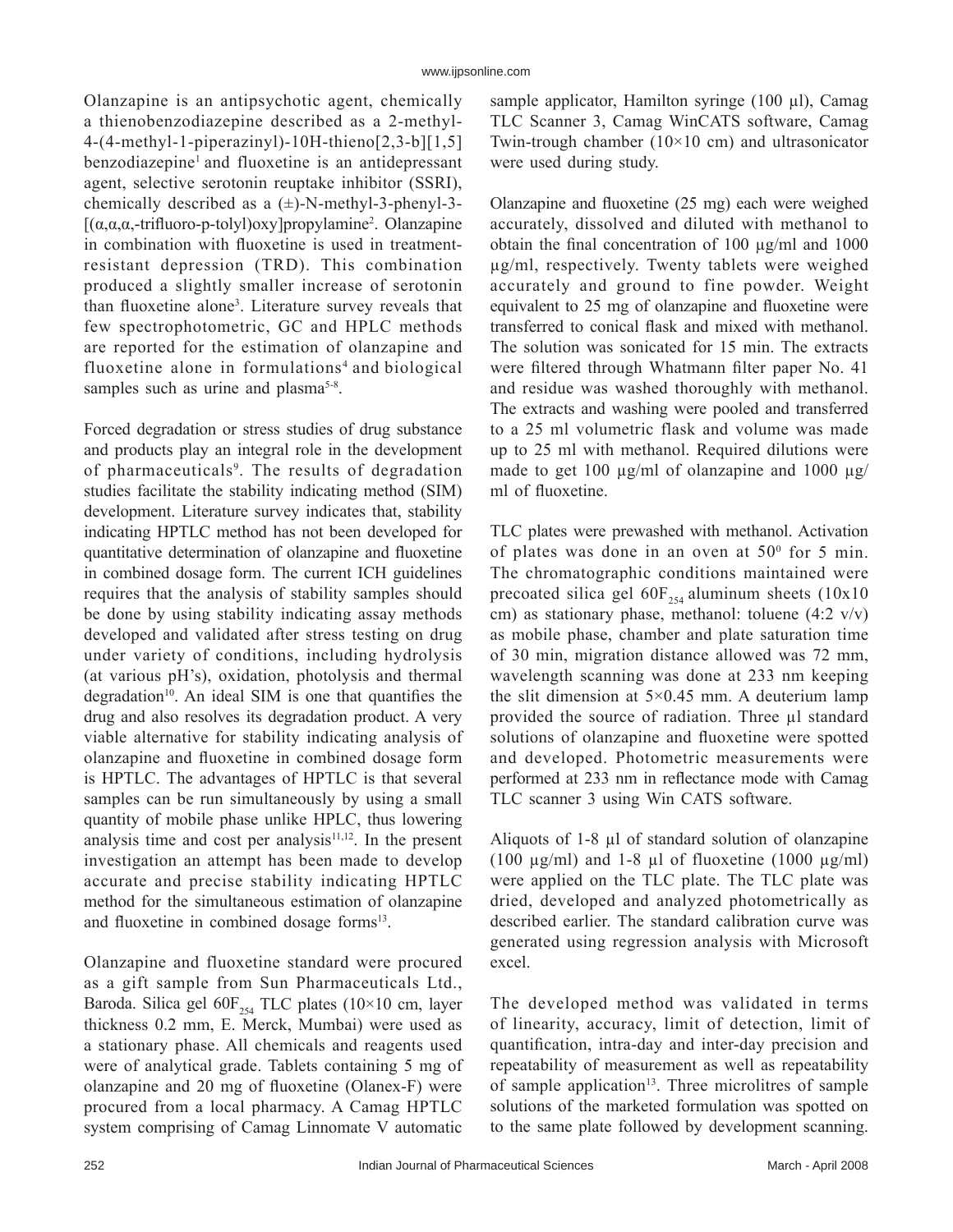Olanzapine is an antipsychotic agent, chemically a thienobenzodiazepine described as a 2-methyl-4-(4-methyl-1-piperazinyl)-10H-thieno[2,3-b][1,5] benzodiazepine[1] and fluoxetine is an antidepressant agent, selective serotonin reuptake inhibitor (SSRI), chemically described as a (±)-N-methyl-3-phenyl-3-[(α,α,α,-trifluoro-p-tolyl)oxy]propylamine[2]. Olanzapine in combination with fluoxetine is used in treatment-resistant depression (TRD). This combination produced a slightly smaller increase of serotonin than fluoxetine alone[3]. Literature survey reveals that few spectrophotometric, GC and HPLC methods are reported for the estimation of olanzapine and fluoxetine alone in formulations[4] and biological samples such as urine and plasma[5-8].

Forced degradation or stress studies of drug substance and products play an integral role in the development of pharmaceuticals[9]. The results of degradation studies facilitate the stability indicating method (SIM) development. Literature survey indicates that, stability indicating HPTLC method has not been developed for quantitative determination of olanzapine and fluoxetine in combined dosage form. The current ICH guidelines requires that the analysis of stability samples should be done by using stability indicating assay methods developed and validated after stress testing on drug under variety of conditions, including hydrolysis (at various pH's), oxidation, photolysis and thermal degradation[10]. An ideal SIM is one that quantifies the drug and also resolves its degradation product. A very viable alternative for stability indicating analysis of olanzapine and fluoxetine in combined dosage form is HPTLC. The advantages of HPTLC is that several samples can be run simultaneously by using a small quantity of mobile phase unlike HPLC, thus lowering analysis time and cost per analysis[11,12]. In the present investigation an attempt has been made to develop accurate and precise stability indicating HPTLC method for the simultaneous estimation of olanzapine and fluoxetine in combined dosage forms[13].

Olanzapine and fluoxetine standard were procured as a gift sample from Sun Pharmaceuticals Ltd., Baroda. Silica gel $60F_{254}$ TLC plates (10×10 cm, layer thickness 0.2 mm, E. Merck, Mumbai) were used as a stationary phase. All chemicals and reagents used were of analytical grade. Tablets containing 5 mg of olanzapine and 20 mg of fluoxetine (Olanex-F) were procured from a local pharmacy. A Camag HPTLC system comprising of Camag Linnomate V automatic sample applicator, Hamilton syringe (100 µl), Camag TLC Scanner 3, Camag WinCATS software, Camag Twin-trough chamber (10×10 cm) and ultrasonicator were used during study.

Olanzapine and fluoxetine (25 mg) each were weighed accurately, dissolved and diluted with methanol to obtain the final concentration of 100 µg/ml and 1000 µg/ml, respectively. Twenty tablets were weighed accurately and ground to fine powder. Weight equivalent to 25 mg of olanzapine and fluoxetine were transferred to conical flask and mixed with methanol. The solution was sonicated for 15 min. The extracts were filtered through Whatmann filter paper No. 41 and residue was washed thoroughly with methanol. The extracts and washing were pooled and transferred to a 25 ml volumetric flask and volume was made up to 25 ml with methanol. Required dilutions were made to get 100 µg/ml of olanzapine and 1000 µg/ml of fluoxetine.

TLC plates were prewashed with methanol. Activation of plates was done in an oven at $50^0$ for 5 min. The chromatographic conditions maintained were precoated silica gel $60F_{254}$ aluminum sheets (10x10 cm) as stationary phase, methanol: toluene (4:2 v/v) as mobile phase, chamber and plate saturation time of 30 min, migration distance allowed was 72 mm, wavelength scanning was done at 233 nm keeping the slit dimension at 5×0.45 mm. A deuterium lamp provided the source of radiation. Three µl standard solutions of olanzapine and fluoxetine were spotted and developed. Photometric measurements were performed at 233 nm in reflectance mode with Camag TLC scanner 3 using Win CATS software.

Aliquots of 1-8 µl of standard solution of olanzapine (100 µg/ml) and 1-8 µl of fluoxetine (1000 µg/ml) were applied on the TLC plate. The TLC plate was dried, developed and analyzed photometrically as described earlier. The standard calibration curve was generated using regression analysis with Microsoft excel.

The developed method was validated in terms of linearity, accuracy, limit of detection, limit of quantification, intra-day and inter-day precision and repeatability of measurement as well as repeatability of sample application[13]. Three microlitres of sample solutions of the marketed formulation was spotted on to the same plate followed by development scanning.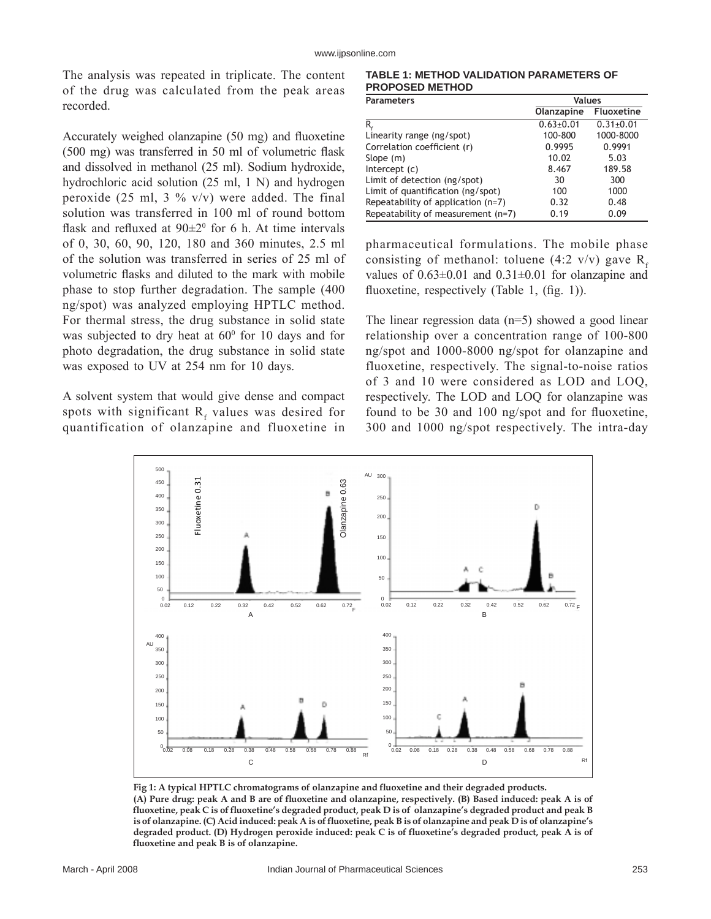The analysis was repeated in triplicate. The content of the drug was calculated from the peak areas recorded.

Accurately weighed olanzapine (50 mg) and fluoxetine (500 mg) was transferred in 50 ml of volumetric flask and dissolved in methanol (25 ml). Sodium hydroxide, hydrochloric acid solution (25 ml, 1 N) and hydrogen peroxide (25 ml, 3 % v/v) were added. The final solution was transferred in 100 ml of round bottom flask and refluxed at 90±2$^0$ for 6 h. At time intervals of 0, 30, 60, 90, 120, 180 and 360 minutes, 2.5 ml of the solution was transferred in series of 25 ml of volumetric flasks and diluted to the mark with mobile phase to stop further degradation. The sample (400 ng/spot) was analyzed employing HPTLC method. For thermal stress, the drug substance in solid state was subjected to dry heat at 60$^0$ for 10 days and for photo degradation, the drug substance in solid state was exposed to UV at 254 nm for 10 days.

A solvent system that would give dense and compact spots with significant $R_f$ values was desired for quantification of olanzapine and fluoxetine in pharmaceutical formulations. The mobile phase consisting of methanol: toluene (4:2 v/v) gave $R_f$ values of 0.63±0.01 and 0.31±0.01 for olanzapine and fluoxetine, respectively (Table 1, (fig. 1)).

**TABLE 1: METHOD VALIDATION PARAMETERS OF PROPOSED METHOD**

| Parameters | Values | |
|---|---|---|
| | Olanzapine | Fluoxetine |
| $R_f$ | 0.63±0.01 | 0.31±0.01 |
| Linearity range (ng/spot) | 100-800 | 1000-8000 |
| Correlation coefficient (r) | 0.9995 | 0.9991 |
| Slope (m) | 10.02 | 5.03 |
| Intercept (c) | 8.467 | 189.58 |
| Limit of detection (ng/spot) | 30 | 300 |
| Limit of quantification (ng/spot) | 100 | 1000 |
| Repeatability of application (n=7) | 0.32 | 0.48 |
| Repeatability of measurement (n=7) | 0.19 | 0.09 |

The linear regression data (n=5) showed a good linear relationship over a concentration range of 100-800 ng/spot and 1000-8000 ng/spot for olanzapine and fluoxetine, respectively. The signal-to-noise ratios of 3 and 10 were considered as LOD and LOQ, respectively. The LOD and LOQ for olanzapine was found to be 30 and 100 ng/spot and for fluoxetine, 300 and 1000 ng/spot respectively. The intra-day

**Fig 1: A typical HPTLC chromatograms of olanzapine and fluoxetine and their degraded products.**
**(A) Pure drug: peak A and B are of fluoxetine and olanzapine, respectively. (B) Based induced: peak A is of fluoxetine, peak C is of fluoxetine's degraded product, peak D is of olanzapine's degraded product and peak B is of olanzapine. (C) Acid induced: peak A is of fluoxetine, peak B is of olanzapine and peak D is of olanzapine's degraded product. (D) Hydrogen peroxide induced: peak C is of fluoxetine's degraded product, peak A is of fluoxetine and peak B is of olanzapine.**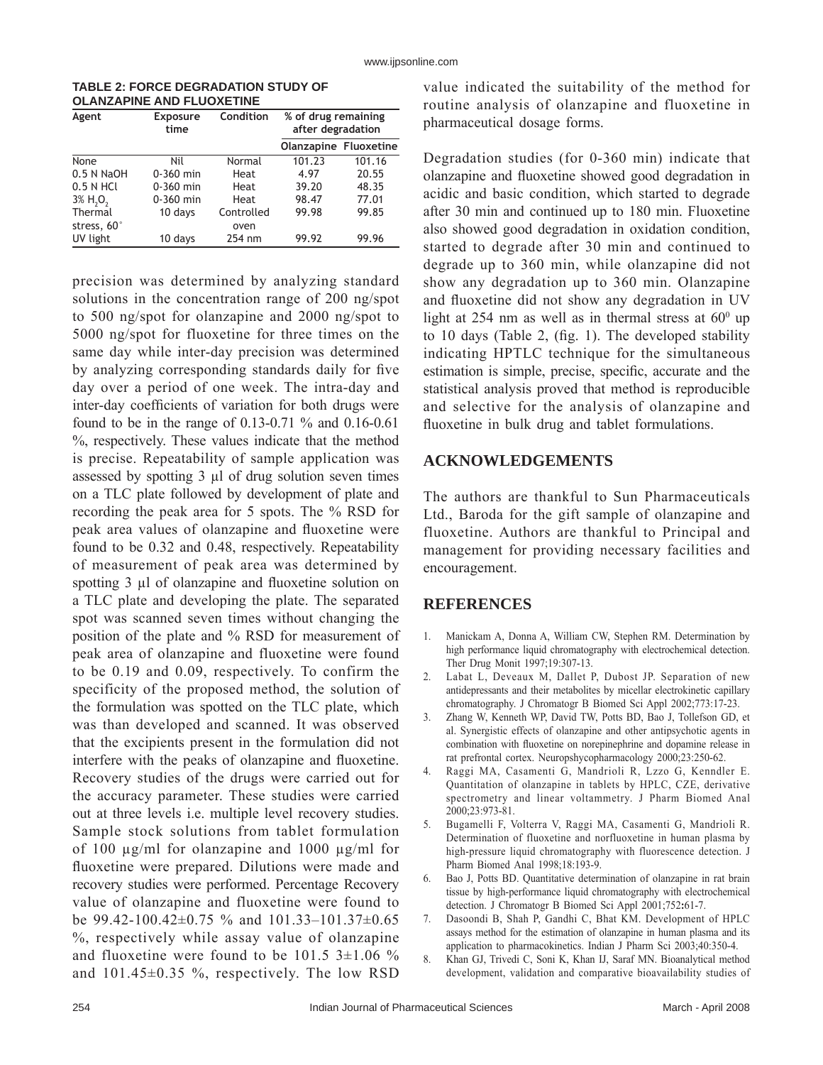**TABLE 2: FORCE DEGRADATION STUDY OF OLANZAPINE AND FLUOXETINE**

| Agent | Exposure time | Condition | % of drug remaining after degradation | |
|---|---|---|---|---|
| | | | Olanzapine | Fluoxetine |
| None | Nil | Normal | 101.23 | 101.16 |
| 0.5 N NaOH | 0-360 min | Heat | 4.97 | 20.55 |
| 0.5 N HCl | 0-360 min | Heat | 39.20 | 48.35 |
| 3% $H_2O_2$ | 0-360 min | Heat | 98.47 | 77.01 |
| Thermal stress, 60° | 10 days | Controlled oven | 99.98 | 99.85 |
| UV light | 10 days | 254 nm | 99.92 | 99.96 |

precision was determined by analyzing standard solutions in the concentration range of 200 ng/spot to 500 ng/spot for olanzapine and 2000 ng/spot to 5000 ng/spot for fluoxetine for three times on the same day while inter-day precision was determined by analyzing corresponding standards daily for five day over a period of one week. The intra-day and inter-day coefficients of variation for both drugs were found to be in the range of 0.13-0.71 % and 0.16-0.61 %, respectively. These values indicate that the method is precise. Repeatability of sample application was assessed by spotting 3 µl of drug solution seven times on a TLC plate followed by development of plate and recording the peak area for 5 spots. The % RSD for peak area values of olanzapine and fluoxetine were found to be 0.32 and 0.48, respectively. Repeatability of measurement of peak area was determined by spotting 3 µl of olanzapine and fluoxetine solution on a TLC plate and developing the plate. The separated spot was scanned seven times without changing the position of the plate and % RSD for measurement of peak area of olanzapine and fluoxetine were found to be 0.19 and 0.09, respectively. To confirm the specificity of the proposed method, the solution of the formulation was spotted on the TLC plate, which was than developed and scanned. It was observed that the excipients present in the formulation did not interfere with the peaks of olanzapine and fluoxetine. Recovery studies of the drugs were carried out for the accuracy parameter. These studies were carried out at three levels i.e. multiple level recovery studies. Sample stock solutions from tablet formulation of 100 µg/ml for olanzapine and 1000 µg/ml for fluoxetine were prepared. Dilutions were made and recovery studies were performed. Percentage Recovery value of olanzapine and fluoxetine were found to be 99.42-100.42±0.75 % and 101.33–101.37±0.65 %, respectively while assay value of olanzapine and fluoxetine were found to be 101.5 3±1.06 % and 101.45±0.35 %, respectively. The low RSD value indicated the suitability of the method for routine analysis of olanzapine and fluoxetine in pharmaceutical dosage forms.

Degradation studies (for 0-360 min) indicate that olanzapine and fluoxetine showed good degradation in acidic and basic condition, which started to degrade after 30 min and continued up to 180 min. Fluoxetine also showed good degradation in oxidation condition, started to degrade after 30 min and continued to degrade up to 360 min, while olanzapine did not show any degradation up to 360 min. Olanzapine and fluoxetine did not show any degradation in UV light at 254 nm as well as in thermal stress at $60^0$ up to 10 days (Table 2, fig. 1). The developed stability indicating HPTLC technique for the simultaneous estimation is simple, precise, specific, accurate and the statistical analysis proved that method is reproducible and selective for the analysis of olanzapine and fluoxetine in bulk drug and tablet formulations.

## ACKNOWLEDGEMENTS

The authors are thankful to Sun Pharmaceuticals Ltd., Baroda for the gift sample of olanzapine and fluoxetine. Authors are thankful to Principal and management for providing necessary facilities and encouragement.

## REFERENCES

1. Manickam A, Donna A, William CW, Stephen RM. Determination by high performance liquid chromatography with electrochemical detection. Ther Drug Monit 1997;19:307-13.
2. Labat L, Deveaux M, Dallet P, Dubost JP. Separation of new antidepressants and their metabolites by micellar electrokinetic capillary chromatography. J Chromatogr B Biomed Sci Appl 2002;773:17-23.
3. Zhang W, Kenneth WP, David TW, Potts BD, Bao J, Tollefson GD, et al. Synergistic effects of olanzapine and other antipsychotic agents in combination with fluoxetine on norepinephrine and dopamine release in rat prefrontal cortex. Neuropshycopharmacology 2000;23:250-62.
4. Raggi MA, Casamenti G, Mandrioli R, Lzzo G, Kenndler E. Quantitation of olanzapine in tablets by HPLC, CZE, derivative spectrometry and linear voltammetry. J Pharm Biomed Anal 2000;23:973-81.
5. Bugamelli F, Volterra V, Raggi MA, Casamenti G, Mandrioli R. Determination of fluoxetine and norfluoxetine in human plasma by high-pressure liquid chromatography with fluorescence detection. J Pharm Biomed Anal 1998;18:193-9.
6. Bao J, Potts BD. Quantitative determination of olanzapine in rat brain tissue by high-performance liquid chromatography with electrochemical detection. J Chromatogr B Biomed Sci Appl 2001;752**:**61-7.
7. Dasoondi B, Shah P, Gandhi C, Bhat KM. Development of HPLC assays method for the estimation of olanzapine in human plasma and its application to pharmacokinetics. Indian J Pharm Sci 2003;40:350-4.
8. Khan GJ, Trivedi C, Soni K, Khan IJ, Saraf MN. Bioanalytical method development, validation and comparative bioavailability studies of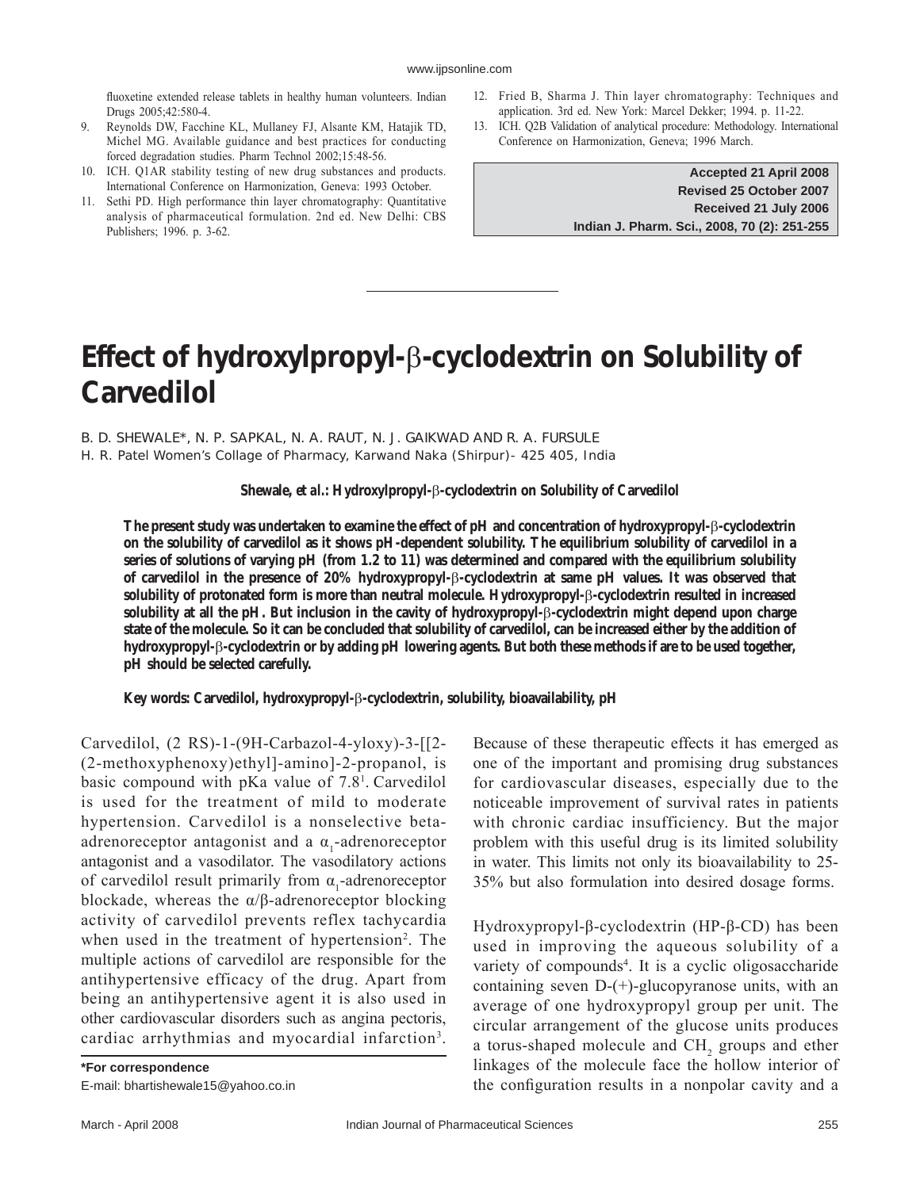fluoxetine extended release tablets in healthy human volunteers. Indian Drugs 2005;42:580-4.

9. Reynolds DW, Facchine KL, Mullaney FJ, Alsante KM, Hatajik TD, Michel MG. Available guidance and best practices for conducting forced degradation studies. Pharm Technol 2002;15:48-56.
10. ICH. Q1AR stability testing of new drug substances and products. International Conference on Harmonization, Geneva: 1993 October.
11. Sethi PD. High performance thin layer chromatography: Quantitative analysis of pharmaceutical formulation. 2nd ed. New Delhi: CBS Publishers; 1996. p. 3-62.
12. Fried B, Sharma J. Thin layer chromatography: Techniques and application. 3rd ed. New York: Marcel Dekker; 1994. p. 11-22.
13. ICH. Q2B Validation of analytical procedure: Methodology. International Conference on Harmonization, Geneva; 1996 March.

**Accepted 21 April 2008**
**Revised 25 October 2007**
**Received 21 July 2006**
**Indian J. Pharm. Sci., 2008, 70 (2): 251-255**

---

# Effect of hydroxylpropyl-β-cyclodextrin on Solubility of Carvedilol

B. D. SHEWALE*, N. P. SAPKAL, N. A. RAUT, N. J. GAIKWAD AND R. A. FURSULE

H. R. Patel Women's Collage of Pharmacy, Karwand Naka (Shirpur)- 425 405, India

**The present study was undertaken to examine the effect of pH and concentration of hydroxypropyl-β-cyclodextrin on the solubility of carvedilol as it shows pH-dependent solubility. The equilibrium solubility of carvedilol in a series of solutions of varying pH (from 1.2 to 11) was determined and compared with the equilibrium solubility of carvedilol in the presence of 20% hydroxypropyl-β-cyclodextrin at same pH values. It was observed that solubility of protonated form is more than neutral molecule. Hydroxypropyl-β-cyclodextrin resulted in increased solubility at all the pH. But inclusion in the cavity of hydroxypropyl-β-cyclodextrin might depend upon charge state of the molecule. So it can be concluded that solubility of carvedilol, can be increased either by the addition of hydroxypropyl-β-cyclodextrin or by adding pH lowering agents. But both these methods if are to be used together, pH should be selected carefully.**

**Key words: Carvedilol, hydroxypropyl-β-cyclodextrin, solubility, bioavailability, pH**

Carvedilol, (2 RS)-1-(9H-Carbazol-4-yloxy)-3-[[2-(2-methoxyphenoxy)ethyl]-amino]-2-propanol, is basic compound with pKa value of 7.8[1]. Carvedilol is used for the treatment of mild to moderate hypertension. Carvedilol is a nonselective beta-adrenoreceptor antagonist and a $\alpha_1$-adrenoreceptor antagonist and a vasodilator. The vasodilatory actions of carvedilol result primarily from $\alpha_1$-adrenoreceptor blockade, whereas the α/β-adrenoreceptor blocking activity of carvedilol prevents reflex tachycardia when used in the treatment of hypertension[2]. The multiple actions of carvedilol are responsible for the antihypertensive efficacy of the drug. Apart from being an antihypertensive agent it is also used in other cardiovascular disorders such as angina pectoris, cardiac arrhythmias and myocardial infarction[3]. Because of these therapeutic effects it has emerged as one of the important and promising drug substances for cardiovascular diseases, especially due to the noticeable improvement of survival rates in patients with chronic cardiac insufficiency. But the major problem with this useful drug is its limited solubility in water. This limits not only its bioavailability to 25-35% but also formulation into desired dosage forms.

Hydroxypropyl-β-cyclodextrin (HP-β-CD) has been used in improving the aqueous solubility of a variety of compounds[4]. It is a cyclic oligosaccharide containing seven D-(+)-glucopyranose units, with an average of one hydroxypropyl group per unit. The circular arrangement of the glucose units produces a torus-shaped molecule and $CH_2$ groups and ether linkages of the molecule face the hollow interior of the configuration results in a nonpolar cavity and a

**\*For correspondence**
E-mail: bhartishewale15@yahoo.co.in